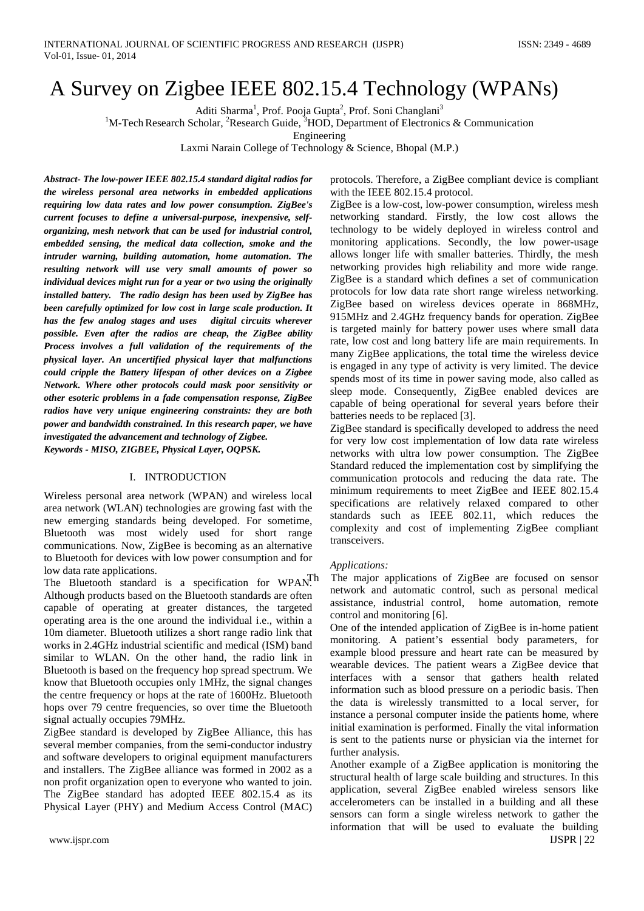# A Survey on Zigbee IEEE 802.15.4 Technology (WPANs)

Aditi Sharma[1], Prof. Pooja Gupta[2], Prof. Soni Changlani[3]

[1]M-Tech Research Scholar, [2]Research Guide, [3]HOD, Department of Electronics & Communication Engineering

Laxmi Narain College of Technology & Science, Bhopal (M.P.)

***Abstract-** The low-power IEEE 802.15.4 standard digital radios for the wireless personal area networks in embedded applications requiring low data rates and low power consumption. ZigBee's current focuses to define a universal-purpose, inexpensive, self-organizing, mesh network that can be used for industrial control, embedded sensing, the medical data collection, smoke and the intruder warning, building automation, home automation. The resulting network will use very small amounts of power so individual devices might run for a year or two using the originally installed battery. The radio design has been used by ZigBee has been carefully optimized for low cost in large scale production. It has the few analog stages and uses digital circuits wherever possible. Even after the radios are cheap, the ZigBee ability Process involves a full validation of the requirements of the physical layer. An uncertified physical layer that malfunctions could cripple the Battery lifespan of other devices on a Zigbee Network. Where other protocols could mask poor sensitivity or other esoteric problems in a fade compensation response, ZigBee radios have very unique engineering constraints: they are both power and bandwidth constrained. In this research paper, we have investigated the advancement and technology of Zigbee.*

***Keywords** - MISO, ZIGBEE, Physical Layer, OQPSK.*

## I. INTRODUCTION

Wireless personal area network (WPAN) and wireless local area network (WLAN) technologies are growing fast with the new emerging standards being developed. For sometime, Bluetooth was most widely used for short range communications. Now, ZigBee is becoming as an alternative to Bluetooth for devices with low power consumption and for low data rate applications.

The Bluetooth standard is a specification for WPAN. Although products based on the Bluetooth standards are often capable of operating at greater distances, the targeted operating area is the one around the individual i.e., within a 10m diameter. Bluetooth utilizes a short range radio link that works in 2.4GHz industrial scientific and medical (ISM) band similar to WLAN. On the other hand, the radio link in Bluetooth is based on the frequency hop spread spectrum. We know that Bluetooth occupies only 1MHz, the signal changes the centre frequency or hops at the rate of 1600Hz. Bluetooth hops over 79 centre frequencies, so over time the Bluetooth signal actually occupies 79MHz.

ZigBee standard is developed by ZigBee Alliance, this has several member companies, from the semi-conductor industry and software developers to original equipment manufacturers and installers. The ZigBee alliance was formed in 2002 as a non profit organization open to everyone who wanted to join. The ZigBee standard has adopted IEEE 802.15.4 as its Physical Layer (PHY) and Medium Access Control (MAC) protocols. Therefore, a ZigBee compliant device is compliant with the IEEE 802.15.4 protocol.

ZigBee is a low-cost, low-power consumption, wireless mesh networking standard. Firstly, the low cost allows the technology to be widely deployed in wireless control and monitoring applications. Secondly, the low power-usage allows longer life with smaller batteries. Thirdly, the mesh networking provides high reliability and more wide range. ZigBee is a standard which defines a set of communication protocols for low data rate short range wireless networking. ZigBee based on wireless devices operate in 868MHz, 915MHz and 2.4GHz frequency bands for operation. ZigBee is targeted mainly for battery power uses where small data rate, low cost and long battery life are main requirements. In many ZigBee applications, the total time the wireless device is engaged in any type of activity is very limited. The device spends most of its time in power saving mode, also called as sleep mode. Consequently, ZigBee enabled devices are capable of being operational for several years before their batteries needs to be replaced [3].

ZigBee standard is specifically developed to address the need for very low cost implementation of low data rate wireless networks with ultra low power consumption. The ZigBee Standard reduced the implementation cost by simplifying the communication protocols and reducing the data rate. The minimum requirements to meet ZigBee and IEEE 802.15.4 specifications are relatively relaxed compared to other standards such as IEEE 802.11, which reduces the complexity and cost of implementing ZigBee compliant transceivers.

*Applications:*

The major applications of ZigBee are focused on sensor network and automatic control, such as personal medical assistance, industrial control, home automation, remote control and monitoring [6].

One of the intended application of ZigBee is in-home patient monitoring. A patient's essential body parameters, for example blood pressure and heart rate can be measured by wearable devices. The patient wears a ZigBee device that interfaces with a sensor that gathers health related information such as blood pressure on a periodic basis. Then the data is wirelessly transmitted to a local server, for instance a personal computer inside the patients home, where initial examination is performed. Finally the vital information is sent to the patients nurse or physician via the internet for further analysis.

Another example of a ZigBee application is monitoring the structural health of large scale building and structures. In this application, several ZigBee enabled wireless sensors like accelerometers can be installed in a building and all these sensors can form a single wireless network to gather the information that will be used to evaluate the building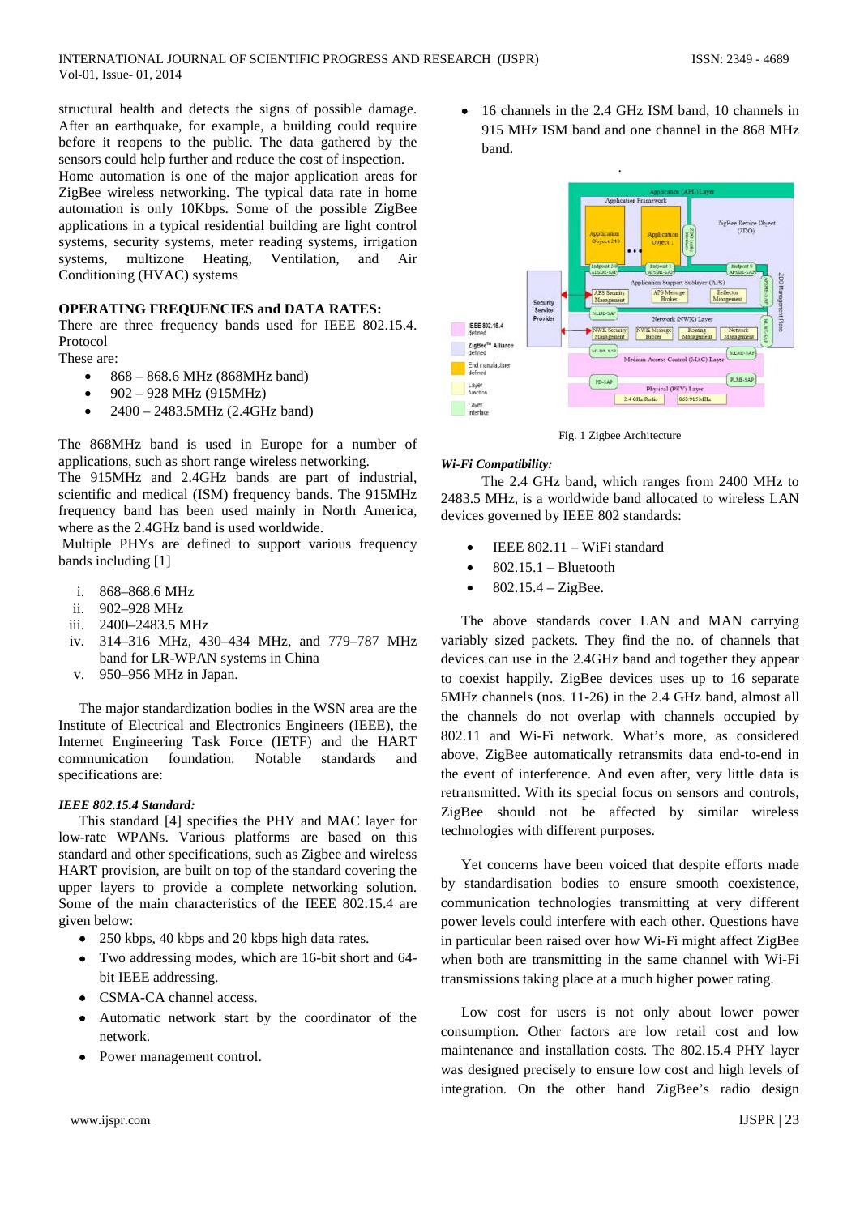structural health and detects the signs of possible damage. After an earthquake, for example, a building could require before it reopens to the public. The data gathered by the sensors could help further and reduce the cost of inspection. Home automation is one of the major application areas for ZigBee wireless networking. The typical data rate in home automation is only 10Kbps. Some of the possible ZigBee applications in a typical residential building are light control systems, security systems, meter reading systems, irrigation systems, multizone Heating, Ventilation, and Air Conditioning (HVAC) systems

**OPERATING FREQUENCIES and DATA RATES:**

There are three frequency bands used for IEEE 802.15.4. Protocol

These are:

- 868 – 868.6 MHz (868MHz band)
- 902 – 928 MHz (915MHz)
- 2400 – 2483.5MHz (2.4GHz band)

The 868MHz band is used in Europe for a number of applications, such as short range wireless networking.

The 915MHz and 2.4GHz bands are part of industrial, scientific and medical (ISM) frequency bands. The 915MHz frequency band has been used mainly in North America, where as the 2.4GHz band is used worldwide.

Multiple PHYs are defined to support various frequency bands including [1]

i. 868–868.6 MHz
ii. 902–928 MHz
iii. 2400–2483.5 MHz
iv. 314–316 MHz, 430–434 MHz, and 779–787 MHz band for LR-WPAN systems in China
v. 950–956 MHz in Japan.

The major standardization bodies in the WSN area are the Institute of Electrical and Electronics Engineers (IEEE), the Internet Engineering Task Force (IETF) and the HART communication foundation. Notable standards and specifications are:

***IEEE 802.15.4 Standard:***

This standard [4] specifies the PHY and MAC layer for low-rate WPANs. Various platforms are based on this standard and other specifications, such as Zigbee and wireless HART provision, are built on top of the standard covering the upper layers to provide a complete networking solution. Some of the main characteristics of the IEEE 802.15.4 are given below:

- 250 kbps, 40 kbps and 20 kbps high data rates.
- Two addressing modes, which are 16-bit short and 64-bit IEEE addressing.
- CSMA-CA channel access.
- Automatic network start by the coordinator of the network.
- Power management control.
- 16 channels in the 2.4 GHz ISM band, 10 channels in 915 MHz ISM band and one channel in the 868 MHz band.

Fig. 1 Zigbee Architecture

***Wi-Fi Compatibility:***

The 2.4 GHz band, which ranges from 2400 MHz to 2483.5 MHz, is a worldwide band allocated to wireless LAN devices governed by IEEE 802 standards:

- IEEE 802.11 – WiFi standard
- 802.15.1 – Bluetooth
- 802.15.4 – ZigBee.

The above standards cover LAN and MAN carrying variably sized packets. They find the no. of channels that devices can use in the 2.4GHz band and together they appear to coexist happily. ZigBee devices uses up to 16 separate 5MHz channels (nos. 11-26) in the 2.4 GHz band, almost all the channels do not overlap with channels occupied by 802.11 and Wi-Fi network. What's more, as considered above, ZigBee automatically retransmits data end-to-end in the event of interference. And even after, very little data is retransmitted. With its special focus on sensors and controls, ZigBee should not be affected by similar wireless technologies with different purposes.

Yet concerns have been voiced that despite efforts made by standardisation bodies to ensure smooth coexistence, communication technologies transmitting at very different power levels could interfere with each other. Questions have in particular been raised over how Wi-Fi might affect ZigBee when both are transmitting in the same channel with Wi-Fi transmissions taking place at a much higher power rating.

Low cost for users is not only about lower power consumption. Other factors are low retail cost and low maintenance and installation costs. The 802.15.4 PHY layer was designed precisely to ensure low cost and high levels of integration. On the other hand ZigBee's radio design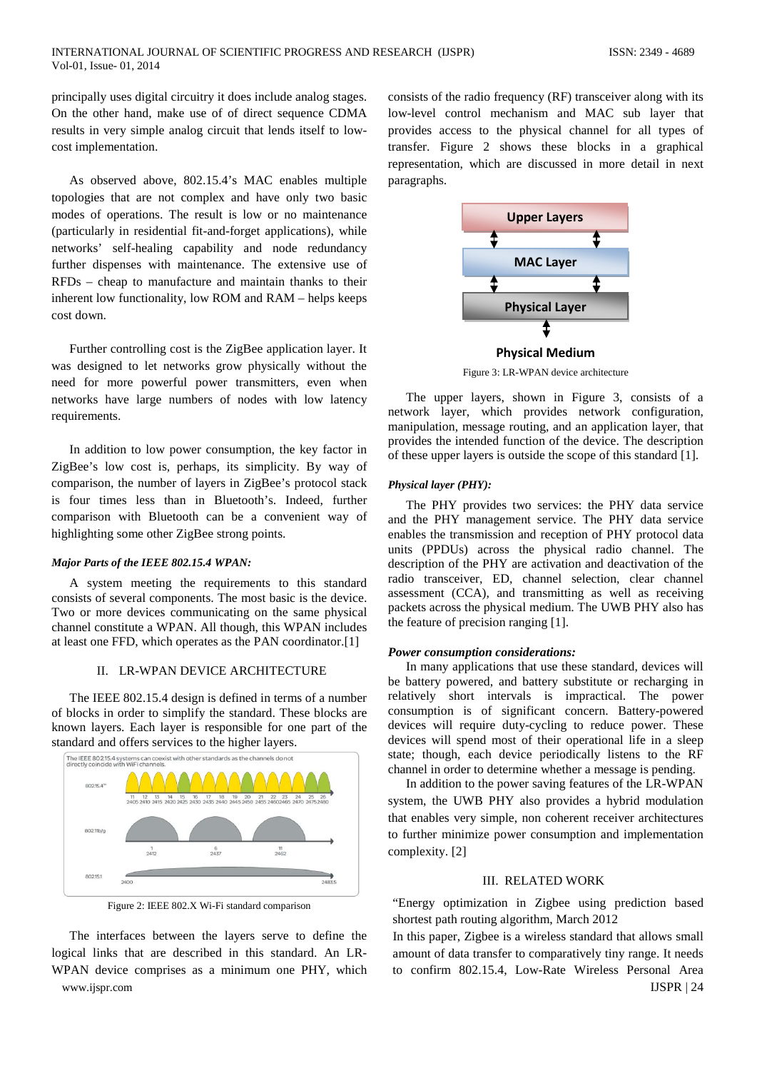principally uses digital circuitry it does include analog stages. On the other hand, make use of of direct sequence CDMA results in very simple analog circuit that lends itself to low-cost implementation.

As observed above, 802.15.4's MAC enables multiple topologies that are not complex and have only two basic modes of operations. The result is low or no maintenance (particularly in residential fit-and-forget applications), while networks' self-healing capability and node redundancy further dispenses with maintenance. The extensive use of RFDs – cheap to manufacture and maintain thanks to their inherent low functionality, low ROM and RAM – helps keeps cost down.

Further controlling cost is the ZigBee application layer. It was designed to let networks grow physically without the need for more powerful power transmitters, even when networks have large numbers of nodes with low latency requirements.

In addition to low power consumption, the key factor in ZigBee's low cost is, perhaps, its simplicity. By way of comparison, the number of layers in ZigBee's protocol stack is four times less than in Bluetooth's. Indeed, further comparison with Bluetooth can be a convenient way of highlighting some other ZigBee strong points.

***Major Parts of the IEEE 802.15.4 WPAN:***

A system meeting the requirements to this standard consists of several components. The most basic is the device. Two or more devices communicating on the same physical channel constitute a WPAN. All though, this WPAN includes at least one FFD, which operates as the PAN coordinator.[1]

## II. LR-WPAN DEVICE ARCHITECTURE

The IEEE 802.15.4 design is defined in terms of a number of blocks in order to simplify the standard. These blocks are known layers. Each layer is responsible for one part of the standard and offers services to the higher layers.

Figure 2: IEEE 802.X Wi-Fi standard comparison

The interfaces between the layers serve to define the logical links that are described in this standard. An LR-WPAN device comprises as a minimum one PHY, which consists of the radio frequency (RF) transceiver along with its low-level control mechanism and MAC sub layer that provides access to the physical channel for all types of transfer. Figure 2 shows these blocks in a graphical representation, which are discussed in more detail in next paragraphs.

Figure 3: LR-WPAN device architecture

The upper layers, shown in Figure 3, consists of a network layer, which provides network configuration, manipulation, message routing, and an application layer, that provides the intended function of the device. The description of these upper layers is outside the scope of this standard [1].

***Physical layer (PHY):***

The PHY provides two services: the PHY data service and the PHY management service. The PHY data service enables the transmission and reception of PHY protocol data units (PPDUs) across the physical radio channel. The description of the PHY are activation and deactivation of the radio transceiver, ED, channel selection, clear channel assessment (CCA), and transmitting as well as receiving packets across the physical medium. The UWB PHY also has the feature of precision ranging [1].

***Power consumption considerations:***

In many applications that use these standard, devices will be battery powered, and battery substitute or recharging in relatively short intervals is impractical. The power consumption is of significant concern. Battery-powered devices will require duty-cycling to reduce power. These devices will spend most of their operational life in a sleep state; though, each device periodically listens to the RF channel in order to determine whether a message is pending.

In addition to the power saving features of the LR-WPAN system, the UWB PHY also provides a hybrid modulation that enables very simple, non coherent receiver architectures to further minimize power consumption and implementation complexity. [2]

## III. RELATED WORK

"Energy optimization in Zigbee using prediction based shortest path routing algorithm, March 2012

In this paper, Zigbee is a wireless standard that allows small amount of data transfer to comparatively tiny range. It needs to confirm 802.15.4, Low-Rate Wireless Personal Area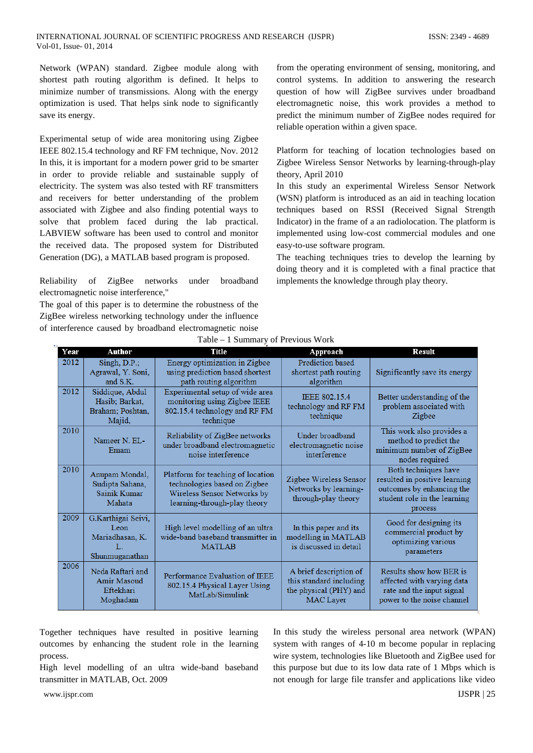Network (WPAN) standard. Zigbee module along with shortest path routing algorithm is defined. It helps to minimize number of transmissions. Along with the energy optimization is used. That helps sink node to significantly save its energy.

Experimental setup of wide area monitoring using Zigbee IEEE 802.15.4 technology and RF FM technique, Nov. 2012
In this, it is important for a modern power grid to be smarter in order to provide reliable and sustainable supply of electricity. The system was also tested with RF transmitters and receivers for better understanding of the problem associated with Zigbee and also finding potential ways to solve that problem faced during the lab practical. LABVIEW software has been used to control and monitor the received data. The proposed system for Distributed Generation (DG), a MATLAB based program is proposed.

Reliability of ZigBee networks under broadband electromagnetic noise interference,"
The goal of this paper is to determine the robustness of the ZigBee wireless networking technology under the influence of interference caused by broadband electromagnetic noise from the operating environment of sensing, monitoring, and control systems. In addition to answering the research question of how will ZigBee survives under broadband electromagnetic noise, this work provides a method to predict the minimum number of ZigBee nodes required for reliable operation within a given space.

Platform for teaching of location technologies based on Zigbee Wireless Sensor Networks by learning-through-play theory, April 2010
In this study an experimental Wireless Sensor Network (WSN) platform is introduced as an aid in teaching location techniques based on RSSI (Received Signal Strength Indicator) in the frame of a an radiolocation. The platform is implemented using low-cost commercial modules and one easy-to-use software program.
The teaching techniques tries to develop the learning by doing theory and it is completed with a final practice that implements the knowledge through play theory.

Table – 1 Summary of Previous Work

| Year | Author | Title | Approach | Result |
|---|---|---|---|---|
| 2012 | Singh, D.P.; Agrawal, Y. Soni, and S.K. | Energy optimization in Zigbee using prediction based shortest path routing algorithm | Prediction based shortest path routing algorithm | Significantly save its energy |
| 2012 | Siddique, Abdul Hasib; Barkat, Braham; Poshtan, Majid, | Experimental setup of wide area monitoring using Zigbee IEEE 802.15.4 technology and RF FM technique | IEEE 802.15.4 technology and RF FM technique | Better understanding of the problem associated with Zigbee |
| 2010 | Nameer N. EL-Emam | Reliability of ZigBee networks under broadband electromagnetic noise interference | Under broadband electromagnetic noise interference | This work also provides a method to predict the minimum number of ZigBee nodes required |
| 2010 | Anupam Mondal, Sudipta Sahana, Sainik Kumar Mahata | Platform for teaching of location technologies based on Zigbee Wireless Sensor Networks by learning-through-play theory | Zigbee Wireless Sensor Networks by learning-through-play theory | Both techniques have resulted in positive learning outcomes by enhancing the student role in the learning process |
| 2009 | G.Karthigai Seivi, Leon Mariadhasan, K. L. Shunmuganathan | High level modelling of an ultra wide-band baseband transmitter in MATLAB | In this paper and its modelling in MATLAB is discussed in detail | Good for designing its commercial product by optimizing various parameters |
| 2006 | Neda Raftari and Amir Masoud Eftekhari Moghadam | Performance Evaluation of IEEE 802.15.4 Physical Layer Using MatLab/Simulink | A brief description of this standard including the physical (PHY) and MAC Layer | Results show how BER is affected with varying data rate and the input signal power to the noise channel |

Together techniques have resulted in positive learning outcomes by enhancing the student role in the learning process.
High level modelling of an ultra wide-band baseband transmitter in MATLAB, Oct. 2009
In this study the wireless personal area network (WPAN) system with ranges of 4-10 m become popular in replacing wire system, technologies like Bluetooth and ZigBee used for this purpose but due to its low data rate of 1 Mbps which is not enough for large file transfer and applications like video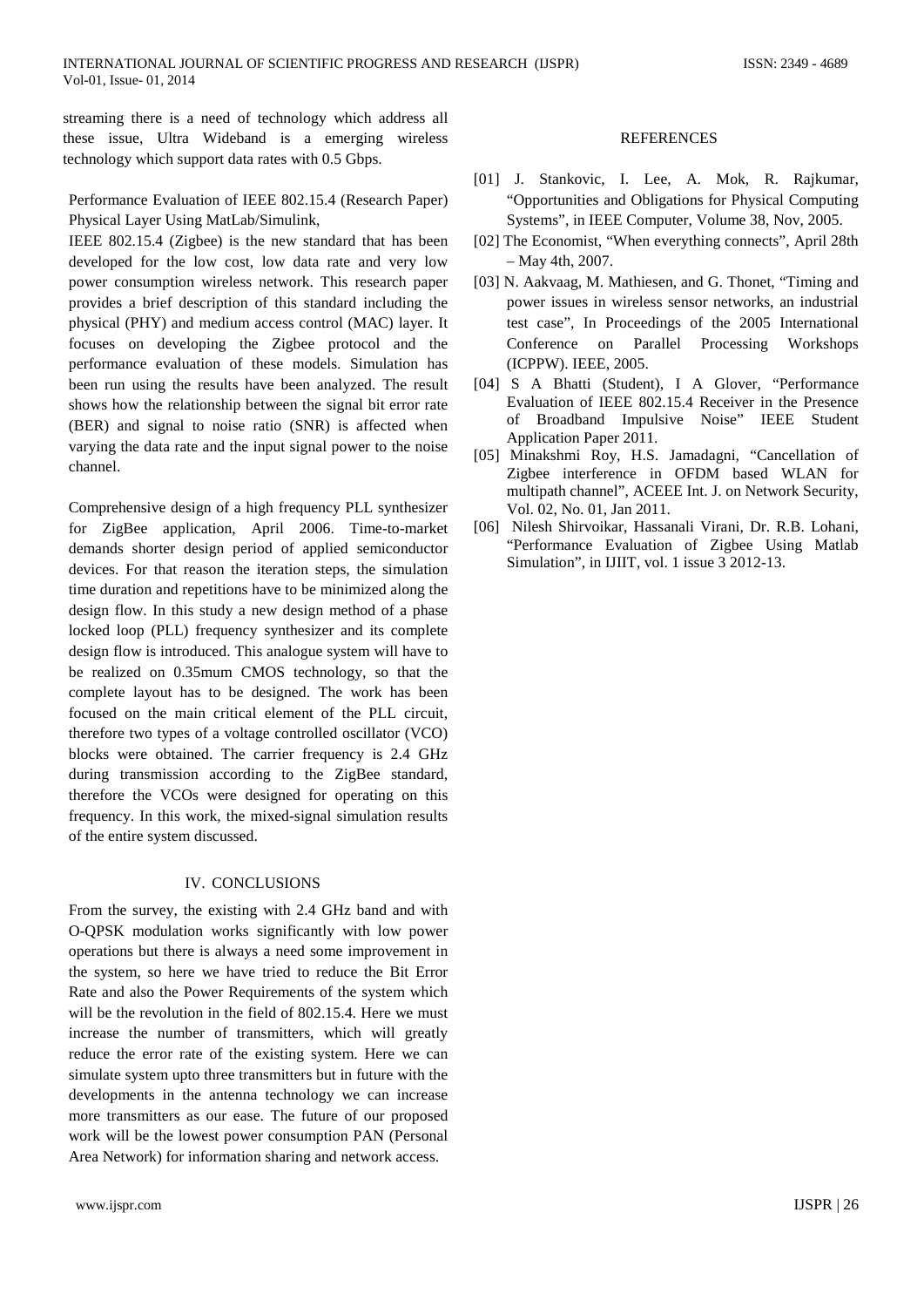streaming there is a need of technology which address all these issue, Ultra Wideband is a emerging wireless technology which support data rates with 0.5 Gbps.

Performance Evaluation of IEEE 802.15.4 (Research Paper) Physical Layer Using MatLab/Simulink,

IEEE 802.15.4 (Zigbee) is the new standard that has been developed for the low cost, low data rate and very low power consumption wireless network. This research paper provides a brief description of this standard including the physical (PHY) and medium access control (MAC) layer. It focuses on developing the Zigbee protocol and the performance evaluation of these models. Simulation has been run using the results have been analyzed. The result shows how the relationship between the signal bit error rate (BER) and signal to noise ratio (SNR) is affected when varying the data rate and the input signal power to the noise channel.

Comprehensive design of a high frequency PLL synthesizer for ZigBee application, April 2006. Time-to-market demands shorter design period of applied semiconductor devices. For that reason the iteration steps, the simulation time duration and repetitions have to be minimized along the design flow. In this study a new design method of a phase locked loop (PLL) frequency synthesizer and its complete design flow is introduced. This analogue system will have to be realized on 0.35mum CMOS technology, so that the complete layout has to be designed. The work has been focused on the main critical element of the PLL circuit, therefore two types of a voltage controlled oscillator (VCO) blocks were obtained. The carrier frequency is 2.4 GHz during transmission according to the ZigBee standard, therefore the VCOs were designed for operating on this frequency. In this work, the mixed-signal simulation results of the entire system discussed.

## IV. CONCLUSIONS

From the survey, the existing with 2.4 GHz band and with O-QPSK modulation works significantly with low power operations but there is always a need some improvement in the system, so here we have tried to reduce the Bit Error Rate and also the Power Requirements of the system which will be the revolution in the field of 802.15.4. Here we must increase the number of transmitters, which will greatly reduce the error rate of the existing system. Here we can simulate system upto three transmitters but in future with the developments in the antenna technology we can increase more transmitters as our ease. The future of our proposed work will be the lowest power consumption PAN (Personal Area Network) for information sharing and network access.

## REFERENCES

[01] J. Stankovic, I. Lee, A. Mok, R. Rajkumar, "Opportunities and Obligations for Physical Computing Systems", in IEEE Computer, Volume 38, Nov, 2005.

[02] The Economist, "When everything connects", April 28th – May 4th, 2007.

[03] N. Aakvaag, M. Mathiesen, and G. Thonet, "Timing and power issues in wireless sensor networks, an industrial test case", In Proceedings of the 2005 International Conference on Parallel Processing Workshops (ICPPW). IEEE, 2005.

[04] S A Bhatti (Student), I A Glover, "Performance Evaluation of IEEE 802.15.4 Receiver in the Presence of Broadband Impulsive Noise" IEEE Student Application Paper 2011.

[05] Minakshmi Roy, H.S. Jamadagni, "Cancellation of Zigbee interference in OFDM based WLAN for multipath channel", ACEEE Int. J. on Network Security, Vol. 02, No. 01, Jan 2011.

[06] Nilesh Shirvoikar, Hassanali Virani, Dr. R.B. Lohani, "Performance Evaluation of Zigbee Using Matlab Simulation", in IJIIT, vol. 1 issue 3 2012-13.